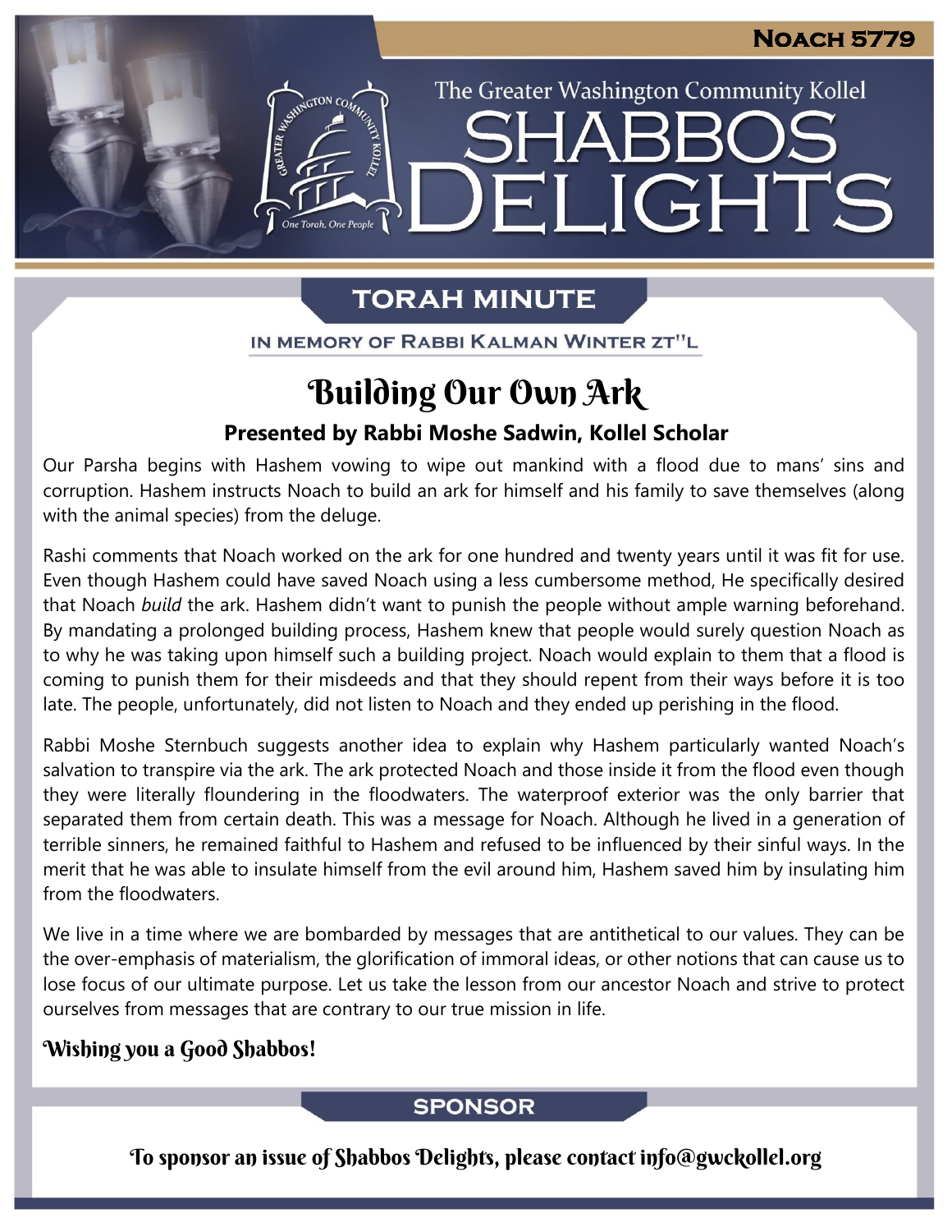# Noach 5779

## The Greater Washington Community Kollel

# SHABBOS DELIGHTS

## TORAH MINUTE

IN MEMORY OF RABBI KALMAN WINTER ZT"L

# Building Our Own Ark

**Presented by Rabbi Moshe Sadwin, Kollel Scholar**

Our Parsha begins with Hashem vowing to wipe out mankind with a flood due to mans' sins and corruption. Hashem instructs Noach to build an ark for himself and his family to save themselves (along with the animal species) from the deluge.

Rashi comments that Noach worked on the ark for one hundred and twenty years until it was fit for use. Even though Hashem could have saved Noach using a less cumbersome method, He specifically desired that Noach *build* the ark. Hashem didn't want to punish the people without ample warning beforehand. By mandating a prolonged building process, Hashem knew that people would surely question Noach as to why he was taking upon himself such a building project. Noach would explain to them that a flood is coming to punish them for their misdeeds and that they should repent from their ways before it is too late. The people, unfortunately, did not listen to Noach and they ended up perishing in the flood.

Rabbi Moshe Sternbuch suggests another idea to explain why Hashem particularly wanted Noach's salvation to transpire via the ark. The ark protected Noach and those inside it from the flood even though they were literally floundering in the floodwaters. The waterproof exterior was the only barrier that separated them from certain death. This was a message for Noach. Although he lived in a generation of terrible sinners, he remained faithful to Hashem and refused to be influenced by their sinful ways. In the merit that he was able to insulate himself from the evil around him, Hashem saved him by insulating him from the floodwaters.

We live in a time where we are bombarded by messages that are antithetical to our values. They can be the over-emphasis of materialism, the glorification of immoral ideas, or other notions that can cause us to lose focus of our ultimate purpose. Let us take the lesson from our ancestor Noach and strive to protect ourselves from messages that are contrary to our true mission in life.

**Wishing you a Good Shabbos!**

## SPONSOR

To sponsor an issue of Shabbos Delights, please contact info@gwckollel.org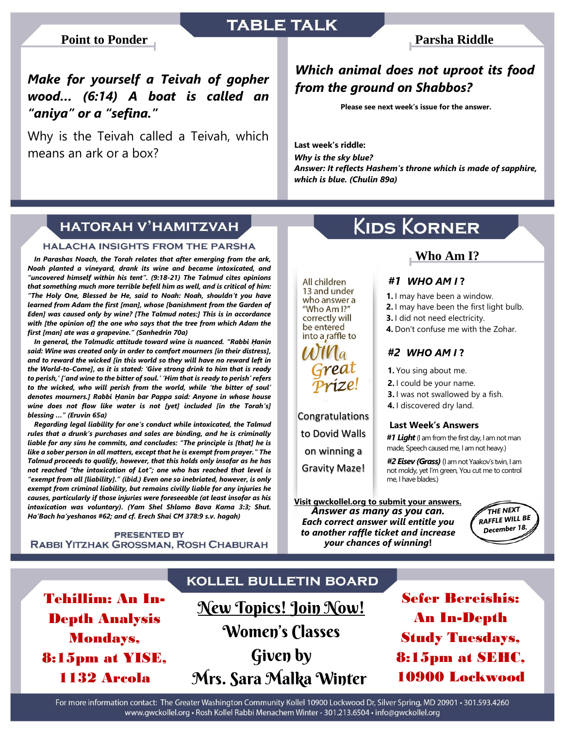# TABLE TALK

## Point to Ponder

***Make for yourself a Teivah of gopher wood... (6:14) A boat is called an "aniya" or a "sefina."***

Why is the Teivah called a Teivah, which means an ark or a box?

## Parsha Riddle

***Which animal does not uproot its food from the ground on Shabbos?***

**Please see next week's issue for the answer.**

**Last week's riddle:**

***Why is the sky blue?***

***Answer: It reflects Hashem's throne which is made of sapphire, which is blue. (Chulin 89a)***

# HATORAH V'HAMITZVAH

## HALACHA INSIGHTS FROM THE PARSHA

***In Parashas Noach, the Torah relates that after emerging from the ark, Noah planted a vineyard, drank its wine and became intoxicated, and "uncovered himself within his tent". (9:18-21) The Talmud cites opinions that something much more terrible befell him as well, and is critical of him: "The Holy One, Blessed be He, said to Noah: Noah, shouldn't you have learned from Adam the first [man], whose [banishment from the Garden of Eden] was caused only by wine? [The Talmud notes:] This is in accordance with [the opinion of] the one who says that the tree from which Adam the first [man] ate was a grapevine." (Sanhedrin 70a)***

***In general, the Talmudic attitude toward wine is nuanced. "Rabbi Ḥanin said: Wine was created only in order to comfort mourners [in their distress], and to reward the wicked [in this world so they will have no reward left in the World-to-Come], as it is stated: 'Give strong drink to him that is ready to perish,' ['and wine to the bitter of soul.' 'Him that is ready to perish' refers to the wicked, who will perish from the world, while 'the bitter of soul' denotes mourners.] Rabbi Ḥanin bar Pappa said: Anyone in whose house wine does not flow like water is not [yet] included [in the Torah's] blessing ..." (Eruvin 65a)***

***Regarding legal liability for one's conduct while intoxicated, the Talmud rules that a drunk's purchases and sales are binding, and he is criminally liable for any sins he commits, and concludes: "The principle is [that] he is like a sober person in all matters, except that he is exempt from prayer." The Talmud proceeds to qualify, however, that this holds only insofar as he has not reached "the intoxication of Lot"; one who has reached that level is "exempt from all [liability]." (ibid.) Even one so inebriated, however, is only exempt from criminal liability, but remains civilly liable for any injuries he causes, particularly if those injuries were foreseeable (at least insofar as his intoxication was voluntary). (Yam Shel Shlomo Bava Kama 3:3; Shut. Ha'Bach ha'yeshanos #62; and cf. Erech Shai CM 378:9 s.v. hagah)***

PRESENTED BY
RABBI YITZHAK GROSSMAN, ROSH CHABURAH

# KIDS KORNER

All children 13 and under who answer a "Who Am I?" correctly will be entered into a raffle to

**Win a Great Prize!**

Congratulations to Dovid Walls on winning a Gravity Maze!

## Who Am I?

### *#1 WHO AM I ?*

1. I may have been a window.
2. I may have been the first light bulb.
3. I did not need electricity.
4. Don't confuse me with the Zohar.

### *#2 WHO AM I ?*

1. You sing about me.
2. I could be your name.
3. I was not swallowed by a fish.
4. I discovered dry land.

### Last Week's Answers

***#1 Light*** (I am from the first day, I am not man made, Speech caused me, I am not heavy.)

***#2 Eisev (Grass)*** (I am not Yaakov's twin, I am not moldy, yet I'm green, You cut me to control me, I have blades.)

**Visit gwckollel.org to submit your answers.**

***Answer as many as you can. Each correct answer will entitle you to another raffle ticket and increase your chances of winning!***

***THE NEXT RAFFLE WILL BE December 18.***

# KOLLEL BULLETIN BOARD

**Tehillim: An In-Depth Analysis Mondays, 8:15pm at YISE, 1132 Arcola**

**New Topics! Join Now!**

**Women's Classes Given by Mrs. Sara Malka Winter**

**Sefer Bereishis: An In-Depth Study Tuesdays, 8:15pm at SEHC, 10900 Lockwood**

For more information contact: The Greater Washington Community Kollel 10900 Lockwood Dr, Silver Spring, MD 20901 • 301.593.4260
www.gwckollel.org • Rosh Kollel Rabbi Menachem Winter - 301.213.6504 • info@gwckollel.org